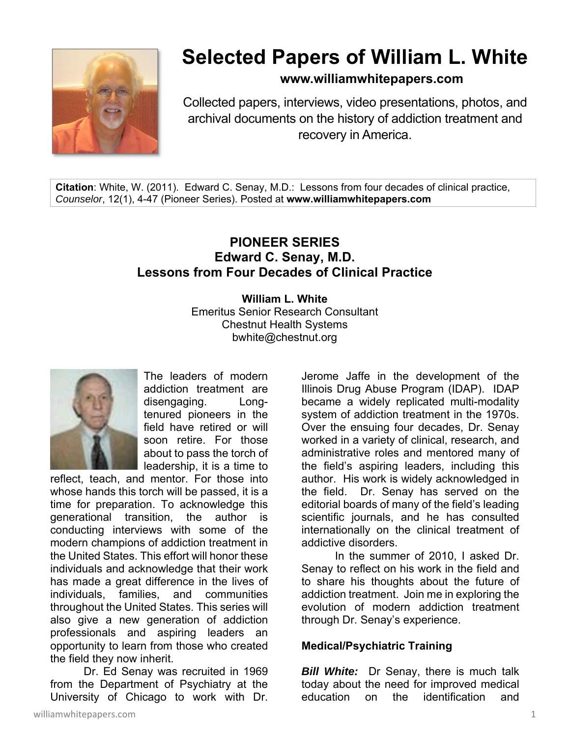# Selected Papers of William L. White

**www.williamwhitepapers.com**

Collected papers, interviews, video presentations, photos, and archival documents on the history of addiction treatment and recovery in America.

**Citation**: White, W. (2011). Edward C. Senay, M.D.: Lessons from four decades of clinical practice, *Counselor*, 12(1), 4-47 (Pioneer Series). Posted at **www.williamwhitepapers.com**

## PIONEER SERIES
## Edward C. Senay, M.D.
## Lessons from Four Decades of Clinical Practice

**William L. White**
Emeritus Senior Research Consultant
Chestnut Health Systems
bwhite@chestnut.org

The leaders of modern addiction treatment are disengaging. Long-tenured pioneers in the field have retired or will soon retire. For those about to pass the torch of leadership, it is a time to reflect, teach, and mentor. For those into whose hands this torch will be passed, it is a time for preparation. To acknowledge this generational transition, the author is conducting interviews with some of the modern champions of addiction treatment in the United States. This effort will honor these individuals and acknowledge that their work has made a great difference in the lives of individuals, families, and communities throughout the United States. This series will also give a new generation of addiction professionals and aspiring leaders an opportunity to learn from those who created the field they now inherit.

Dr. Ed Senay was recruited in 1969 from the Department of Psychiatry at the University of Chicago to work with Dr. Jerome Jaffe in the development of the Illinois Drug Abuse Program (IDAP). IDAP became a widely replicated multi-modality system of addiction treatment in the 1970s. Over the ensuing four decades, Dr. Senay worked in a variety of clinical, research, and administrative roles and mentored many of the field's aspiring leaders, including this author. His work is widely acknowledged in the field. Dr. Senay has served on the editorial boards of many of the field's leading scientific journals, and he has consulted internationally on the clinical treatment of addictive disorders.

In the summer of 2010, I asked Dr. Senay to reflect on his work in the field and to share his thoughts about the future of addiction treatment. Join me in exploring the evolution of modern addiction treatment through Dr. Senay's experience.

### Medical/Psychiatric Training

***Bill White:*** Dr Senay, there is much talk today about the need for improved medical education on the identification and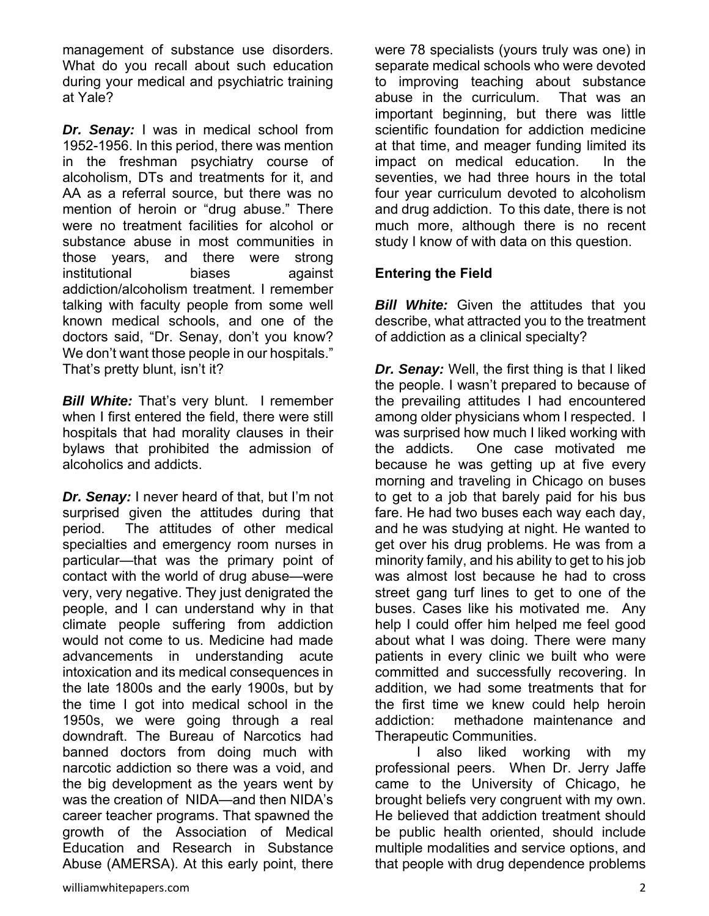management of substance use disorders. What do you recall about such education during your medical and psychiatric training at Yale?

***Dr. Senay:*** I was in medical school from 1952-1956. In this period, there was mention in the freshman psychiatry course of alcoholism, DTs and treatments for it, and AA as a referral source, but there was no mention of heroin or "drug abuse." There were no treatment facilities for alcohol or substance abuse in most communities in those years, and there were strong institutional biases against addiction/alcoholism treatment. I remember talking with faculty people from some well known medical schools, and one of the doctors said, "Dr. Senay, don't you know? We don't want those people in our hospitals." That's pretty blunt, isn't it?

***Bill White:*** That's very blunt. I remember when I first entered the field, there were still hospitals that had morality clauses in their bylaws that prohibited the admission of alcoholics and addicts.

***Dr. Senay:*** I never heard of that, but I'm not surprised given the attitudes during that period. The attitudes of other medical specialties and emergency room nurses in particular—that was the primary point of contact with the world of drug abuse—were very, very negative. They just denigrated the people, and I can understand why in that climate people suffering from addiction would not come to us. Medicine had made advancements in understanding acute intoxication and its medical consequences in the late 1800s and the early 1900s, but by the time I got into medical school in the 1950s, we were going through a real downdraft. The Bureau of Narcotics had banned doctors from doing much with narcotic addiction so there was a void, and the big development as the years went by was the creation of NIDA—and then NIDA's career teacher programs. That spawned the growth of the Association of Medical Education and Research in Substance Abuse (AMERSA). At this early point, there were 78 specialists (yours truly was one) in separate medical schools who were devoted to improving teaching about substance abuse in the curriculum. That was an important beginning, but there was little scientific foundation for addiction medicine at that time, and meager funding limited its impact on medical education. In the seventies, we had three hours in the total four year curriculum devoted to alcoholism and drug addiction. To this date, there is not much more, although there is no recent study I know of with data on this question.

**Entering the Field**

***Bill White:*** Given the attitudes that you describe, what attracted you to the treatment of addiction as a clinical specialty?

***Dr. Senay:*** Well, the first thing is that I liked the people. I wasn't prepared to because of the prevailing attitudes I had encountered among older physicians whom I respected. I was surprised how much I liked working with the addicts. One case motivated me because he was getting up at five every morning and traveling in Chicago on buses to get to a job that barely paid for his bus fare. He had two buses each way each day, and he was studying at night. He wanted to get over his drug problems. He was from a minority family, and his ability to get to his job was almost lost because he had to cross street gang turf lines to get to one of the buses. Cases like his motivated me. Any help I could offer him helped me feel good about what I was doing. There were many patients in every clinic we built who were committed and successfully recovering. In addition, we had some treatments that for the first time we knew could help heroin addiction: methadone maintenance and Therapeutic Communities.

I also liked working with my professional peers. When Dr. Jerry Jaffe came to the University of Chicago, he brought beliefs very congruent with my own. He believed that addiction treatment should be public health oriented, should include multiple modalities and service options, and that people with drug dependence problems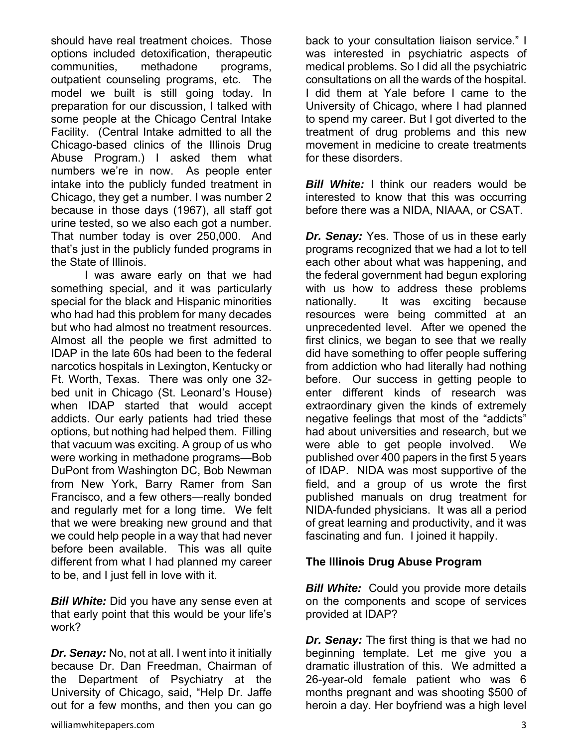should have real treatment choices. Those options included detoxification, therapeutic communities, methadone programs, outpatient counseling programs, etc. The model we built is still going today. In preparation for our discussion, I talked with some people at the Chicago Central Intake Facility. (Central Intake admitted to all the Chicago-based clinics of the Illinois Drug Abuse Program.) I asked them what numbers we're in now. As people enter intake into the publicly funded treatment in Chicago, they get a number. I was number 2 because in those days (1967), all staff got urine tested, so we also each got a number. That number today is over 250,000. And that's just in the publicly funded programs in the State of Illinois.

I was aware early on that we had something special, and it was particularly special for the black and Hispanic minorities who had had this problem for many decades but who had almost no treatment resources. Almost all the people we first admitted to IDAP in the late 60s had been to the federal narcotics hospitals in Lexington, Kentucky or Ft. Worth, Texas. There was only one 32-bed unit in Chicago (St. Leonard's House) when IDAP started that would accept addicts. Our early patients had tried these options, but nothing had helped them. Filling that vacuum was exciting. A group of us who were working in methadone programs—Bob DuPont from Washington DC, Bob Newman from New York, Barry Ramer from San Francisco, and a few others—really bonded and regularly met for a long time. We felt that we were breaking new ground and that we could help people in a way that had never before been available. This was all quite different from what I had planned my career to be, and I just fell in love with it.

***Bill White:*** Did you have any sense even at that early point that this would be your life's work?

***Dr. Senay:*** No, not at all. I went into it initially because Dr. Dan Freedman, Chairman of the Department of Psychiatry at the University of Chicago, said, "Help Dr. Jaffe out for a few months, and then you can go back to your consultation liaison service." I was interested in psychiatric aspects of medical problems. So I did all the psychiatric consultations on all the wards of the hospital. I did them at Yale before I came to the University of Chicago, where I had planned to spend my career. But I got diverted to the treatment of drug problems and this new movement in medicine to create treatments for these disorders.

***Bill White:*** I think our readers would be interested to know that this was occurring before there was a NIDA, NIAAA, or CSAT.

***Dr. Senay:*** Yes. Those of us in these early programs recognized that we had a lot to tell each other about what was happening, and the federal government had begun exploring with us how to address these problems nationally. It was exciting because resources were being committed at an unprecedented level. After we opened the first clinics, we began to see that we really did have something to offer people suffering from addiction who had literally had nothing before. Our success in getting people to enter different kinds of research was extraordinary given the kinds of extremely negative feelings that most of the "addicts" had about universities and research, but we were able to get people involved. We published over 400 papers in the first 5 years of IDAP. NIDA was most supportive of the field, and a group of us wrote the first published manuals on drug treatment for NIDA-funded physicians. It was all a period of great learning and productivity, and it was fascinating and fun. I joined it happily.

## The Illinois Drug Abuse Program

***Bill White:*** Could you provide more details on the components and scope of services provided at IDAP?

***Dr. Senay:*** The first thing is that we had no beginning template. Let me give you a dramatic illustration of this. We admitted a 26-year-old female patient who was 6 months pregnant and was shooting $500 of heroin a day. Her boyfriend was a high level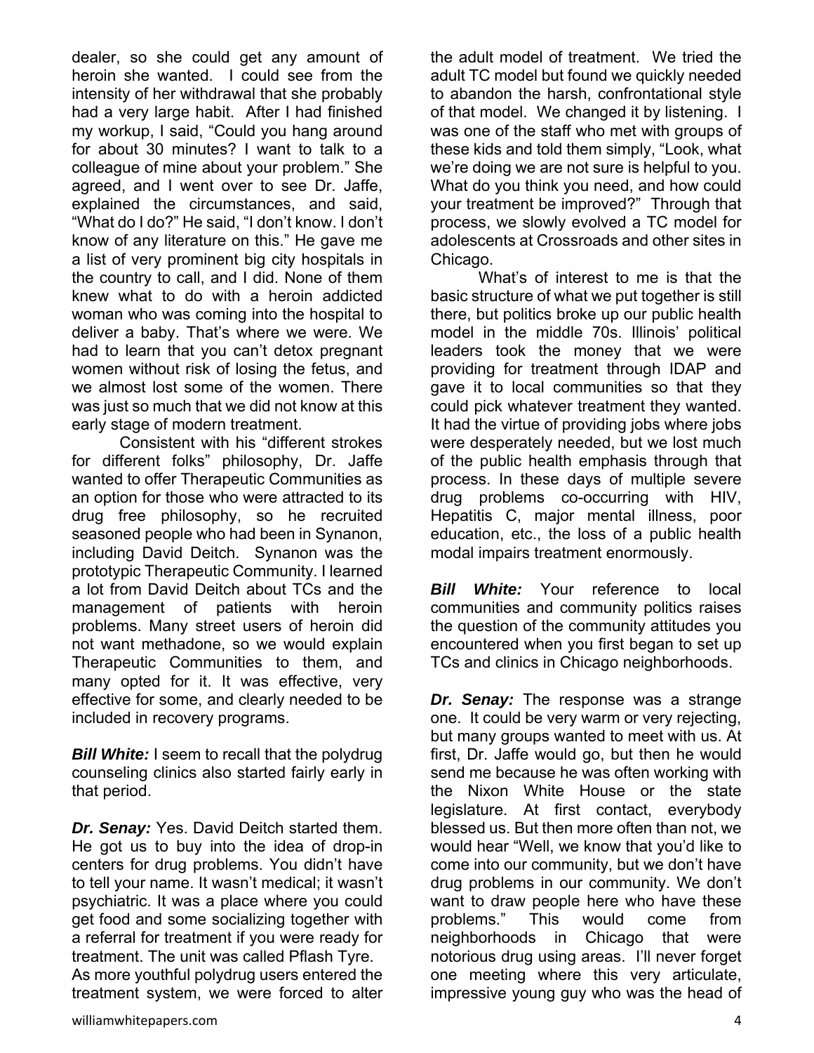dealer, so she could get any amount of heroin she wanted. I could see from the intensity of her withdrawal that she probably had a very large habit. After I had finished my workup, I said, "Could you hang around for about 30 minutes? I want to talk to a colleague of mine about your problem." She agreed, and I went over to see Dr. Jaffe, explained the circumstances, and said, "What do I do?" He said, "I don't know. I don't know of any literature on this." He gave me a list of very prominent big city hospitals in the country to call, and I did. None of them knew what to do with a heroin addicted woman who was coming into the hospital to deliver a baby. That's where we were. We had to learn that you can't detox pregnant women without risk of losing the fetus, and we almost lost some of the women. There was just so much that we did not know at this early stage of modern treatment.

Consistent with his "different strokes for different folks" philosophy, Dr. Jaffe wanted to offer Therapeutic Communities as an option for those who were attracted to its drug free philosophy, so he recruited seasoned people who had been in Synanon, including David Deitch. Synanon was the prototypic Therapeutic Community. I learned a lot from David Deitch about TCs and the management of patients with heroin problems. Many street users of heroin did not want methadone, so we would explain Therapeutic Communities to them, and many opted for it. It was effective, very effective for some, and clearly needed to be included in recovery programs.

***Bill White:*** I seem to recall that the polydrug counseling clinics also started fairly early in that period.

***Dr. Senay:*** Yes. David Deitch started them. He got us to buy into the idea of drop-in centers for drug problems. You didn't have to tell your name. It wasn't medical; it wasn't psychiatric. It was a place where you could get food and some socializing together with a referral for treatment if you were ready for treatment. The unit was called Pflash Tyre. As more youthful polydrug users entered the treatment system, we were forced to alter the adult model of treatment. We tried the adult TC model but found we quickly needed to abandon the harsh, confrontational style of that model. We changed it by listening. I was one of the staff who met with groups of these kids and told them simply, "Look, what we're doing we are not sure is helpful to you. What do you think you need, and how could your treatment be improved?" Through that process, we slowly evolved a TC model for adolescents at Crossroads and other sites in Chicago.

What's of interest to me is that the basic structure of what we put together is still there, but politics broke up our public health model in the middle 70s. Illinois' political leaders took the money that we were providing for treatment through IDAP and gave it to local communities so that they could pick whatever treatment they wanted. It had the virtue of providing jobs where jobs were desperately needed, but we lost much of the public health emphasis through that process. In these days of multiple severe drug problems co-occurring with HIV, Hepatitis C, major mental illness, poor education, etc., the loss of a public health modal impairs treatment enormously.

***Bill White:*** Your reference to local communities and community politics raises the question of the community attitudes you encountered when you first began to set up TCs and clinics in Chicago neighborhoods.

***Dr. Senay:*** The response was a strange one. It could be very warm or very rejecting, but many groups wanted to meet with us. At first, Dr. Jaffe would go, but then he would send me because he was often working with the Nixon White House or the state legislature. At first contact, everybody blessed us. But then more often than not, we would hear "Well, we know that you'd like to come into our community, but we don't have drug problems in our community. We don't want to draw people here who have these problems." This would come from neighborhoods in Chicago that were notorious drug using areas. I'll never forget one meeting where this very articulate, impressive young guy who was the head of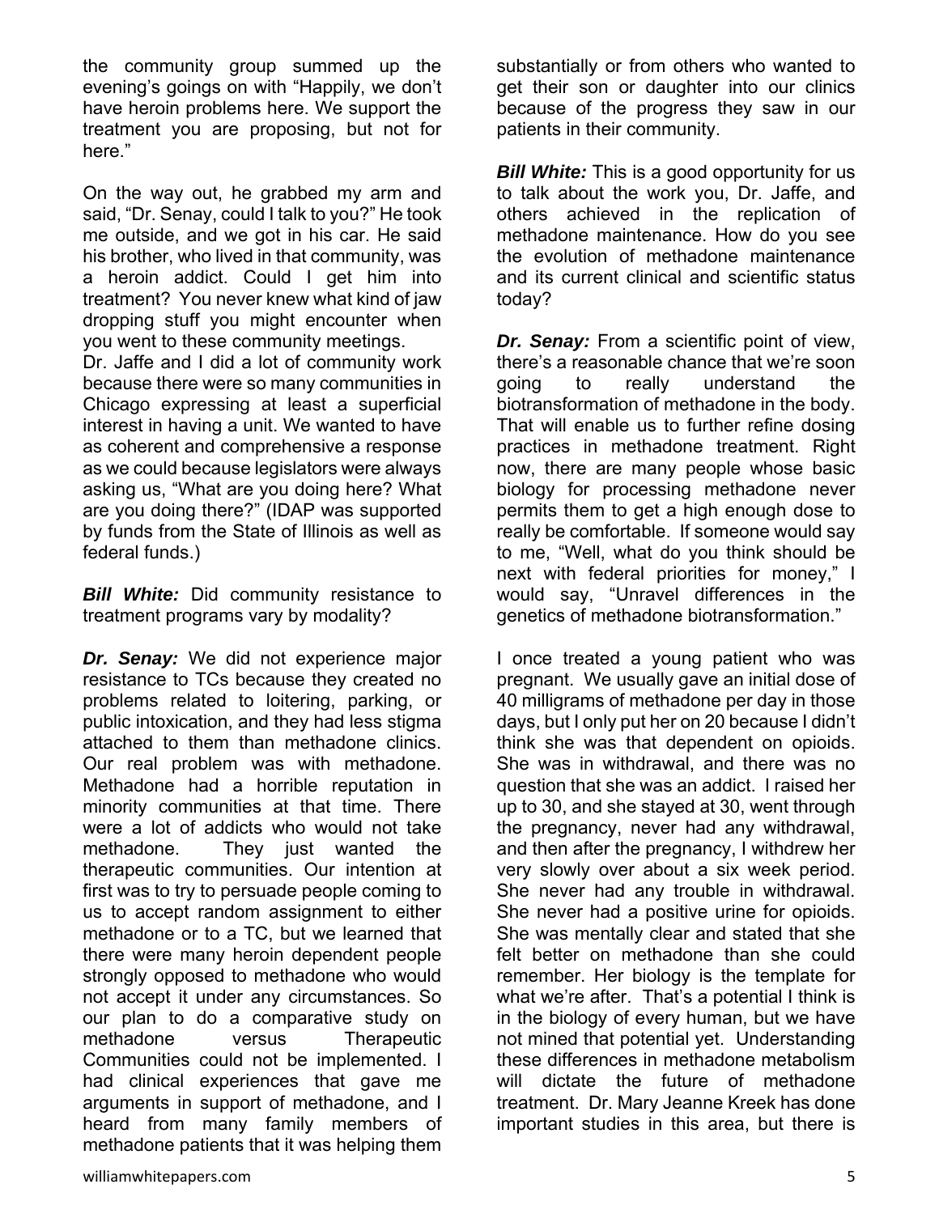the community group summed up the evening's goings on with "Happily, we don't have heroin problems here. We support the treatment you are proposing, but not for here."

On the way out, he grabbed my arm and said, "Dr. Senay, could I talk to you?" He took me outside, and we got in his car. He said his brother, who lived in that community, was a heroin addict. Could I get him into treatment? You never knew what kind of jaw dropping stuff you might encounter when you went to these community meetings.

Dr. Jaffe and I did a lot of community work because there were so many communities in Chicago expressing at least a superficial interest in having a unit. We wanted to have as coherent and comprehensive a response as we could because legislators were always asking us, "What are you doing here? What are you doing there?" (IDAP was supported by funds from the State of Illinois as well as federal funds.)

***Bill White:*** Did community resistance to treatment programs vary by modality?

***Dr. Senay:*** We did not experience major resistance to TCs because they created no problems related to loitering, parking, or public intoxication, and they had less stigma attached to them than methadone clinics. Our real problem was with methadone. Methadone had a horrible reputation in minority communities at that time. There were a lot of addicts who would not take methadone. They just wanted the therapeutic communities. Our intention at first was to try to persuade people coming to us to accept random assignment to either methadone or to a TC, but we learned that there were many heroin dependent people strongly opposed to methadone who would not accept it under any circumstances. So our plan to do a comparative study on methadone versus Therapeutic Communities could not be implemented. I had clinical experiences that gave me arguments in support of methadone, and I heard from many family members of methadone patients that it was helping them substantially or from others who wanted to get their son or daughter into our clinics because of the progress they saw in our patients in their community.

***Bill White:*** This is a good opportunity for us to talk about the work you, Dr. Jaffe, and others achieved in the replication of methadone maintenance. How do you see the evolution of methadone maintenance and its current clinical and scientific status today?

***Dr. Senay:*** From a scientific point of view, there's a reasonable chance that we're soon going to really understand the biotransformation of methadone in the body. That will enable us to further refine dosing practices in methadone treatment. Right now, there are many people whose basic biology for processing methadone never permits them to get a high enough dose to really be comfortable. If someone would say to me, "Well, what do you think should be next with federal priorities for money," I would say, "Unravel differences in the genetics of methadone biotransformation."

I once treated a young patient who was pregnant. We usually gave an initial dose of 40 milligrams of methadone per day in those days, but I only put her on 20 because I didn't think she was that dependent on opioids. She was in withdrawal, and there was no question that she was an addict. I raised her up to 30, and she stayed at 30, went through the pregnancy, never had any withdrawal, and then after the pregnancy, I withdrew her very slowly over about a six week period. She never had any trouble in withdrawal. She never had a positive urine for opioids. She was mentally clear and stated that she felt better on methadone than she could remember. Her biology is the template for what we're after. That's a potential I think is in the biology of every human, but we have not mined that potential yet. Understanding these differences in methadone metabolism will dictate the future of methadone treatment. Dr. Mary Jeanne Kreek has done important studies in this area, but there is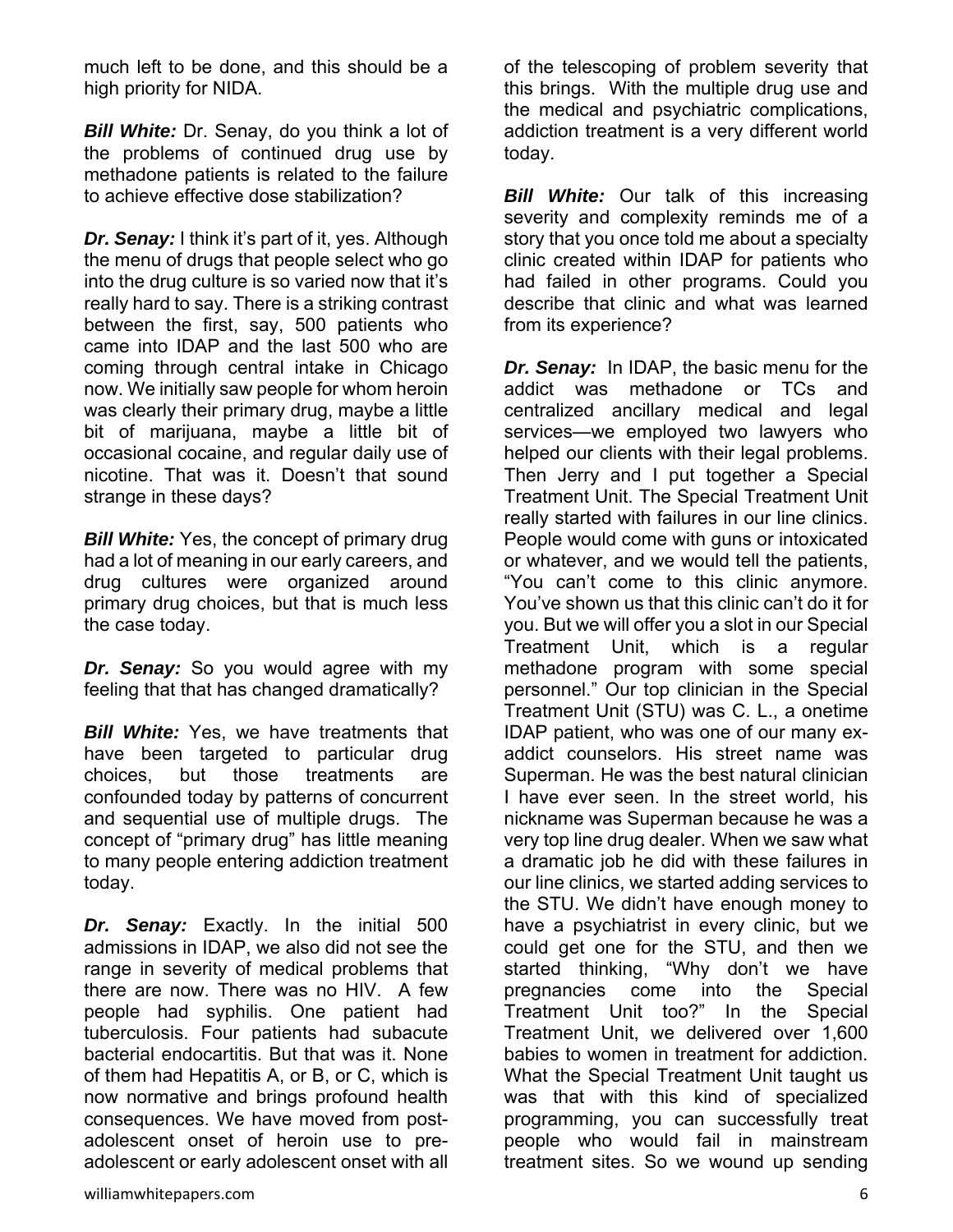much left to be done, and this should be a high priority for NIDA.

***Bill White:*** Dr. Senay, do you think a lot of the problems of continued drug use by methadone patients is related to the failure to achieve effective dose stabilization?

***Dr. Senay:*** I think it's part of it, yes. Although the menu of drugs that people select who go into the drug culture is so varied now that it's really hard to say. There is a striking contrast between the first, say, 500 patients who came into IDAP and the last 500 who are coming through central intake in Chicago now. We initially saw people for whom heroin was clearly their primary drug, maybe a little bit of marijuana, maybe a little bit of occasional cocaine, and regular daily use of nicotine. That was it. Doesn't that sound strange in these days?

***Bill White:*** Yes, the concept of primary drug had a lot of meaning in our early careers, and drug cultures were organized around primary drug choices, but that is much less the case today.

***Dr. Senay:*** So you would agree with my feeling that that has changed dramatically?

***Bill White:*** Yes, we have treatments that have been targeted to particular drug choices, but those treatments are confounded today by patterns of concurrent and sequential use of multiple drugs. The concept of "primary drug" has little meaning to many people entering addiction treatment today.

***Dr. Senay:*** Exactly. In the initial 500 admissions in IDAP, we also did not see the range in severity of medical problems that there are now. There was no HIV. A few people had syphilis. One patient had tuberculosis. Four patients had subacute bacterial endocartitis. But that was it. None of them had Hepatitis A, or B, or C, which is now normative and brings profound health consequences. We have moved from post-adolescent onset of heroin use to pre-adolescent or early adolescent onset with all of the telescoping of problem severity that this brings. With the multiple drug use and the medical and psychiatric complications, addiction treatment is a very different world today.

***Bill White:*** Our talk of this increasing severity and complexity reminds me of a story that you once told me about a specialty clinic created within IDAP for patients who had failed in other programs. Could you describe that clinic and what was learned from its experience?

***Dr. Senay:*** In IDAP, the basic menu for the addict was methadone or TCs and centralized ancillary medical and legal services—we employed two lawyers who helped our clients with their legal problems. Then Jerry and I put together a Special Treatment Unit. The Special Treatment Unit really started with failures in our line clinics. People would come with guns or intoxicated or whatever, and we would tell the patients, "You can't come to this clinic anymore. You've shown us that this clinic can't do it for you. But we will offer you a slot in our Special Treatment Unit, which is a regular methadone program with some special personnel." Our top clinician in the Special Treatment Unit (STU) was C. L., a onetime IDAP patient, who was one of our many ex-addict counselors. His street name was Superman. He was the best natural clinician I have ever seen. In the street world, his nickname was Superman because he was a very top line drug dealer. When we saw what a dramatic job he did with these failures in our line clinics, we started adding services to the STU. We didn't have enough money to have a psychiatrist in every clinic, but we could get one for the STU, and then we started thinking, "Why don't we have pregnancies come into the Special Treatment Unit too?" In the Special Treatment Unit, we delivered over 1,600 babies to women in treatment for addiction. What the Special Treatment Unit taught us was that with this kind of specialized programming, you can successfully treat people who would fail in mainstream treatment sites. So we wound up sending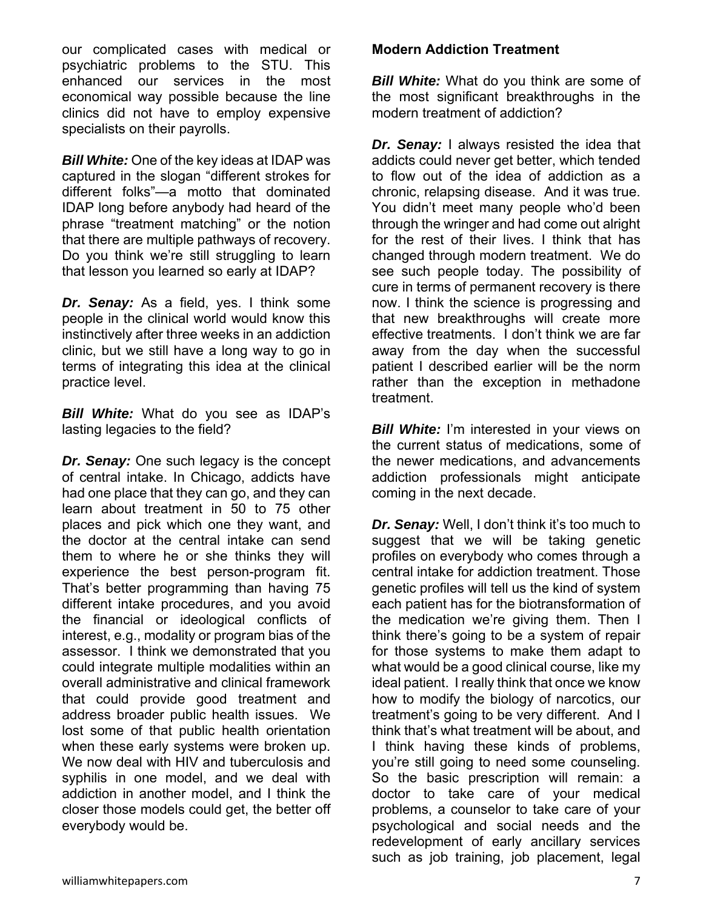our complicated cases with medical or psychiatric problems to the STU. This enhanced our services in the most economical way possible because the line clinics did not have to employ expensive specialists on their payrolls.

***Bill White:*** One of the key ideas at IDAP was captured in the slogan "different strokes for different folks"—a motto that dominated IDAP long before anybody had heard of the phrase "treatment matching" or the notion that there are multiple pathways of recovery. Do you think we're still struggling to learn that lesson you learned so early at IDAP?

***Dr. Senay:*** As a field, yes. I think some people in the clinical world would know this instinctively after three weeks in an addiction clinic, but we still have a long way to go in terms of integrating this idea at the clinical practice level.

***Bill White:*** What do you see as IDAP's lasting legacies to the field?

***Dr. Senay:*** One such legacy is the concept of central intake. In Chicago, addicts have had one place that they can go, and they can learn about treatment in 50 to 75 other places and pick which one they want, and the doctor at the central intake can send them to where he or she thinks they will experience the best person-program fit. That's better programming than having 75 different intake procedures, and you avoid the financial or ideological conflicts of interest, e.g., modality or program bias of the assessor. I think we demonstrated that you could integrate multiple modalities within an overall administrative and clinical framework that could provide good treatment and address broader public health issues. We lost some of that public health orientation when these early systems were broken up. We now deal with HIV and tuberculosis and syphilis in one model, and we deal with addiction in another model, and I think the closer those models could get, the better off everybody would be.

**Modern Addiction Treatment**

***Bill White:*** What do you think are some of the most significant breakthroughs in the modern treatment of addiction?

***Dr. Senay:*** I always resisted the idea that addicts could never get better, which tended to flow out of the idea of addiction as a chronic, relapsing disease. And it was true. You didn't meet many people who'd been through the wringer and had come out alright for the rest of their lives. I think that has changed through modern treatment. We do see such people today. The possibility of cure in terms of permanent recovery is there now. I think the science is progressing and that new breakthroughs will create more effective treatments. I don't think we are far away from the day when the successful patient I described earlier will be the norm rather than the exception in methadone treatment.

***Bill White:*** I'm interested in your views on the current status of medications, some of the newer medications, and advancements addiction professionals might anticipate coming in the next decade.

***Dr. Senay:*** Well, I don't think it's too much to suggest that we will be taking genetic profiles on everybody who comes through a central intake for addiction treatment. Those genetic profiles will tell us the kind of system each patient has for the biotransformation of the medication we're giving them. Then I think there's going to be a system of repair for those systems to make them adapt to what would be a good clinical course, like my ideal patient. I really think that once we know how to modify the biology of narcotics, our treatment's going to be very different. And I think that's what treatment will be about, and I think having these kinds of problems, you're still going to need some counseling. So the basic prescription will remain: a doctor to take care of your medical problems, a counselor to take care of your psychological and social needs and the redevelopment of early ancillary services such as job training, job placement, legal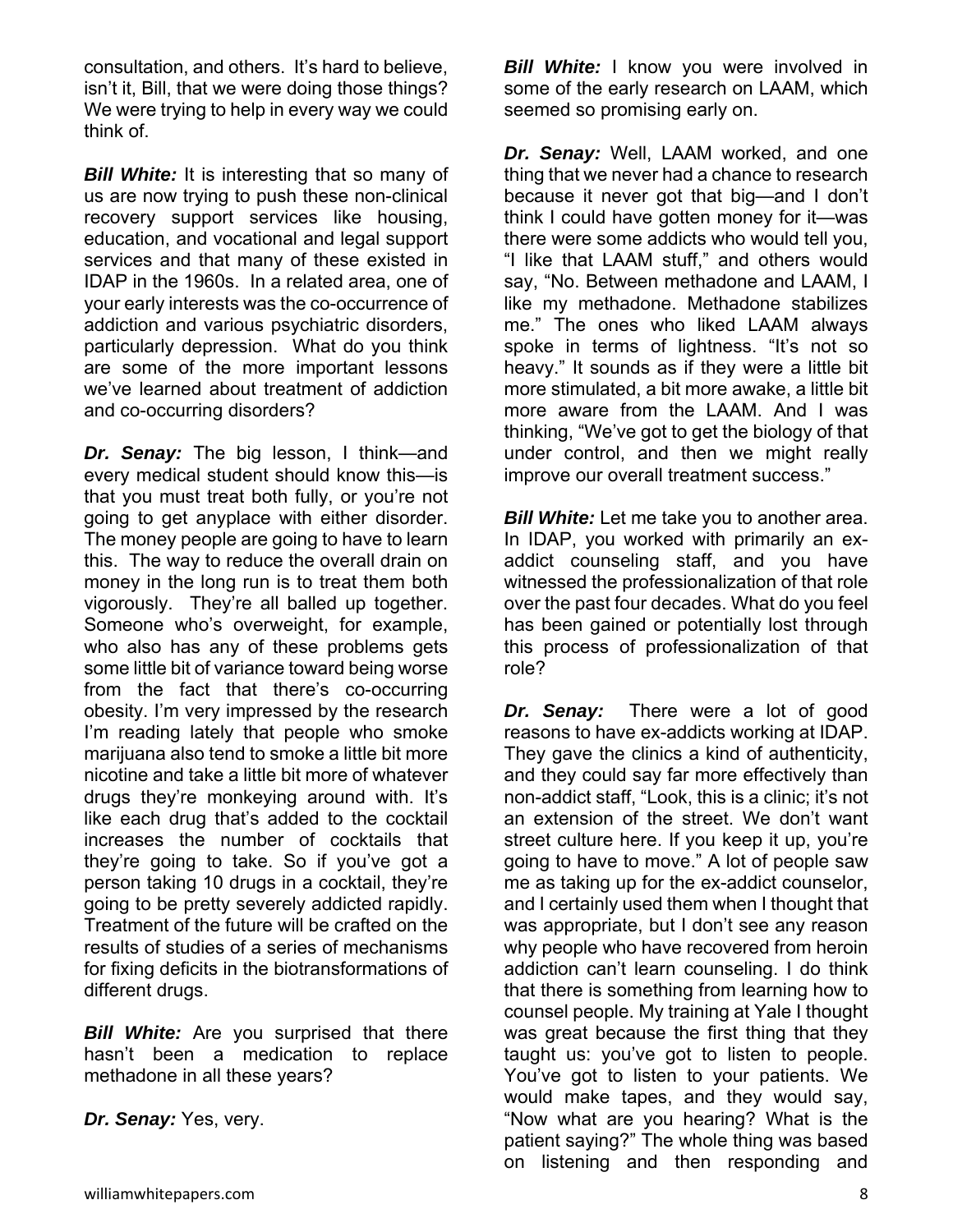consultation, and others. It's hard to believe, isn't it, Bill, that we were doing those things? We were trying to help in every way we could think of.

***Bill White:*** It is interesting that so many of us are now trying to push these non-clinical recovery support services like housing, education, and vocational and legal support services and that many of these existed in IDAP in the 1960s. In a related area, one of your early interests was the co-occurrence of addiction and various psychiatric disorders, particularly depression. What do you think are some of the more important lessons we've learned about treatment of addiction and co-occurring disorders?

***Dr. Senay:*** The big lesson, I think—and every medical student should know this—is that you must treat both fully, or you're not going to get anyplace with either disorder. The money people are going to have to learn this. The way to reduce the overall drain on money in the long run is to treat them both vigorously. They're all balled up together. Someone who's overweight, for example, who also has any of these problems gets some little bit of variance toward being worse from the fact that there's co-occurring obesity. I'm very impressed by the research I'm reading lately that people who smoke marijuana also tend to smoke a little bit more nicotine and take a little bit more of whatever drugs they're monkeying around with. It's like each drug that's added to the cocktail increases the number of cocktails that they're going to take. So if you've got a person taking 10 drugs in a cocktail, they're going to be pretty severely addicted rapidly. Treatment of the future will be crafted on the results of studies of a series of mechanisms for fixing deficits in the biotransformations of different drugs.

***Bill White:*** Are you surprised that there hasn't been a medication to replace methadone in all these years?

***Dr. Senay:*** Yes, very.

***Bill White:*** I know you were involved in some of the early research on LAAM, which seemed so promising early on.

***Dr. Senay:*** Well, LAAM worked, and one thing that we never had a chance to research because it never got that big—and I don't think I could have gotten money for it—was there were some addicts who would tell you, "I like that LAAM stuff," and others would say, "No. Between methadone and LAAM, I like my methadone. Methadone stabilizes me." The ones who liked LAAM always spoke in terms of lightness. "It's not so heavy." It sounds as if they were a little bit more stimulated, a bit more awake, a little bit more aware from the LAAM. And I was thinking, "We've got to get the biology of that under control, and then we might really improve our overall treatment success."

***Bill White:*** Let me take you to another area. In IDAP, you worked with primarily an ex-addict counseling staff, and you have witnessed the professionalization of that role over the past four decades. What do you feel has been gained or potentially lost through this process of professionalization of that role?

***Dr. Senay:*** There were a lot of good reasons to have ex-addicts working at IDAP. They gave the clinics a kind of authenticity, and they could say far more effectively than non-addict staff, "Look, this is a clinic; it's not an extension of the street. We don't want street culture here. If you keep it up, you're going to have to move." A lot of people saw me as taking up for the ex-addict counselor, and I certainly used them when I thought that was appropriate, but I don't see any reason why people who have recovered from heroin addiction can't learn counseling. I do think that there is something from learning how to counsel people. My training at Yale I thought was great because the first thing that they taught us: you've got to listen to people. You've got to listen to your patients. We would make tapes, and they would say, "Now what are you hearing? What is the patient saying?" The whole thing was based on listening and then responding and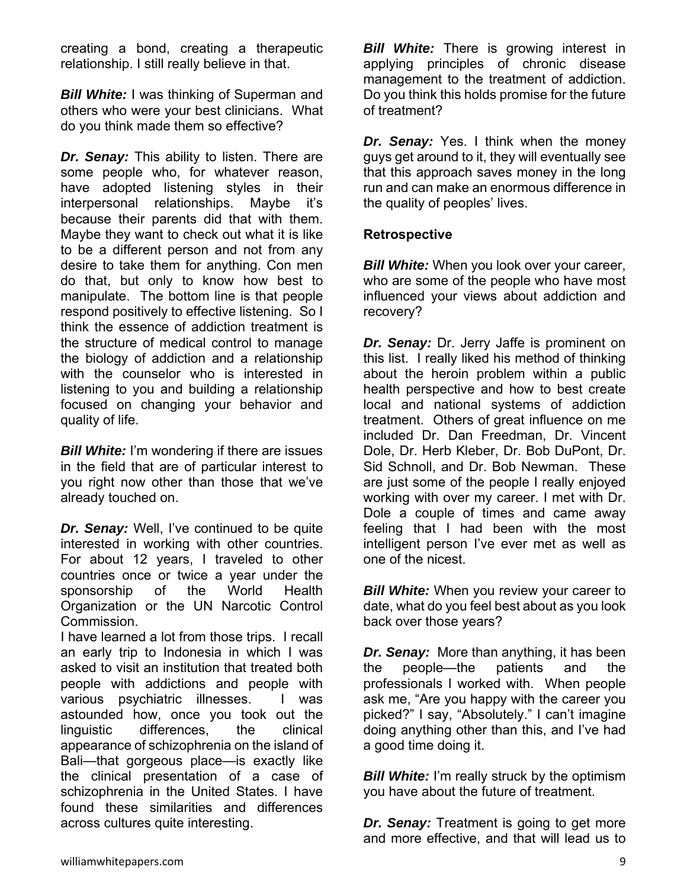creating a bond, creating a therapeutic relationship. I still really believe in that.

***Bill White:*** I was thinking of Superman and others who were your best clinicians. What do you think made them so effective?

***Dr. Senay:*** This ability to listen. There are some people who, for whatever reason, have adopted listening styles in their interpersonal relationships. Maybe it's because their parents did that with them. Maybe they want to check out what it is like to be a different person and not from any desire to take them for anything. Con men do that, but only to know how best to manipulate. The bottom line is that people respond positively to effective listening. So I think the essence of addiction treatment is the structure of medical control to manage the biology of addiction and a relationship with the counselor who is interested in listening to you and building a relationship focused on changing your behavior and quality of life.

***Bill White:*** I'm wondering if there are issues in the field that are of particular interest to you right now other than those that we've already touched on.

***Dr. Senay:*** Well, I've continued to be quite interested in working with other countries. For about 12 years, I traveled to other countries once or twice a year under the sponsorship of the World Health Organization or the UN Narcotic Control Commission.

I have learned a lot from those trips. I recall an early trip to Indonesia in which I was asked to visit an institution that treated both people with addictions and people with various psychiatric illnesses. I was astounded how, once you took out the linguistic differences, the clinical appearance of schizophrenia on the island of Bali—that gorgeous place—is exactly like the clinical presentation of a case of schizophrenia in the United States. I have found these similarities and differences across cultures quite interesting.

***Bill White:*** There is growing interest in applying principles of chronic disease management to the treatment of addiction. Do you think this holds promise for the future of treatment?

***Dr. Senay:*** Yes. I think when the money guys get around to it, they will eventually see that this approach saves money in the long run and can make an enormous difference in the quality of peoples' lives.

**Retrospective**

***Bill White:*** When you look over your career, who are some of the people who have most influenced your views about addiction and recovery?

***Dr. Senay:*** Dr. Jerry Jaffe is prominent on this list. I really liked his method of thinking about the heroin problem within a public health perspective and how to best create local and national systems of addiction treatment. Others of great influence on me included Dr. Dan Freedman, Dr. Vincent Dole, Dr. Herb Kleber, Dr. Bob DuPont, Dr. Sid Schnoll, and Dr. Bob Newman. These are just some of the people I really enjoyed working with over my career. I met with Dr. Dole a couple of times and came away feeling that I had been with the most intelligent person I've ever met as well as one of the nicest.

***Bill White:*** When you review your career to date, what do you feel best about as you look back over those years?

***Dr. Senay:*** More than anything, it has been the people—the patients and the professionals I worked with. When people ask me, "Are you happy with the career you picked?" I say, "Absolutely." I can't imagine doing anything other than this, and I've had a good time doing it.

***Bill White:*** I'm really struck by the optimism you have about the future of treatment.

***Dr. Senay:*** Treatment is going to get more and more effective, and that will lead us to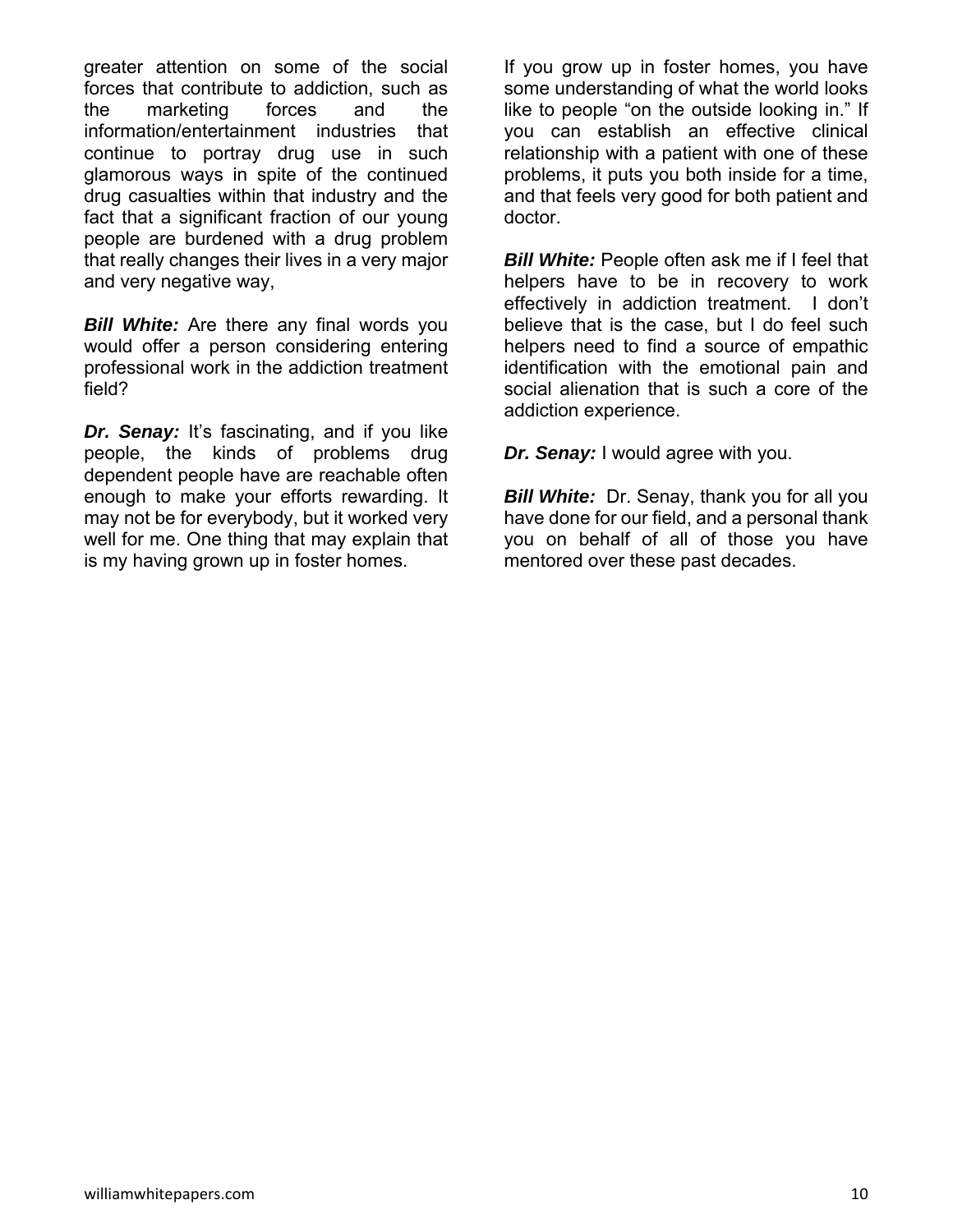greater attention on some of the social forces that contribute to addiction, such as the marketing forces and the information/entertainment industries that continue to portray drug use in such glamorous ways in spite of the continued drug casualties within that industry and the fact that a significant fraction of our young people are burdened with a drug problem that really changes their lives in a very major and very negative way,

***Bill White:*** Are there any final words you would offer a person considering entering professional work in the addiction treatment field?

***Dr. Senay:*** It's fascinating, and if you like people, the kinds of problems drug dependent people have are reachable often enough to make your efforts rewarding. It may not be for everybody, but it worked very well for me. One thing that may explain that is my having grown up in foster homes. If you grow up in foster homes, you have some understanding of what the world looks like to people "on the outside looking in." If you can establish an effective clinical relationship with a patient with one of these problems, it puts you both inside for a time, and that feels very good for both patient and doctor.

***Bill White:*** People often ask me if I feel that helpers have to be in recovery to work effectively in addiction treatment. I don't believe that is the case, but I do feel such helpers need to find a source of empathic identification with the emotional pain and social alienation that is such a core of the addiction experience.

***Dr. Senay:*** I would agree with you.

***Bill White:*** Dr. Senay, thank you for all you have done for our field, and a personal thank you on behalf of all of those you have mentored over these past decades.